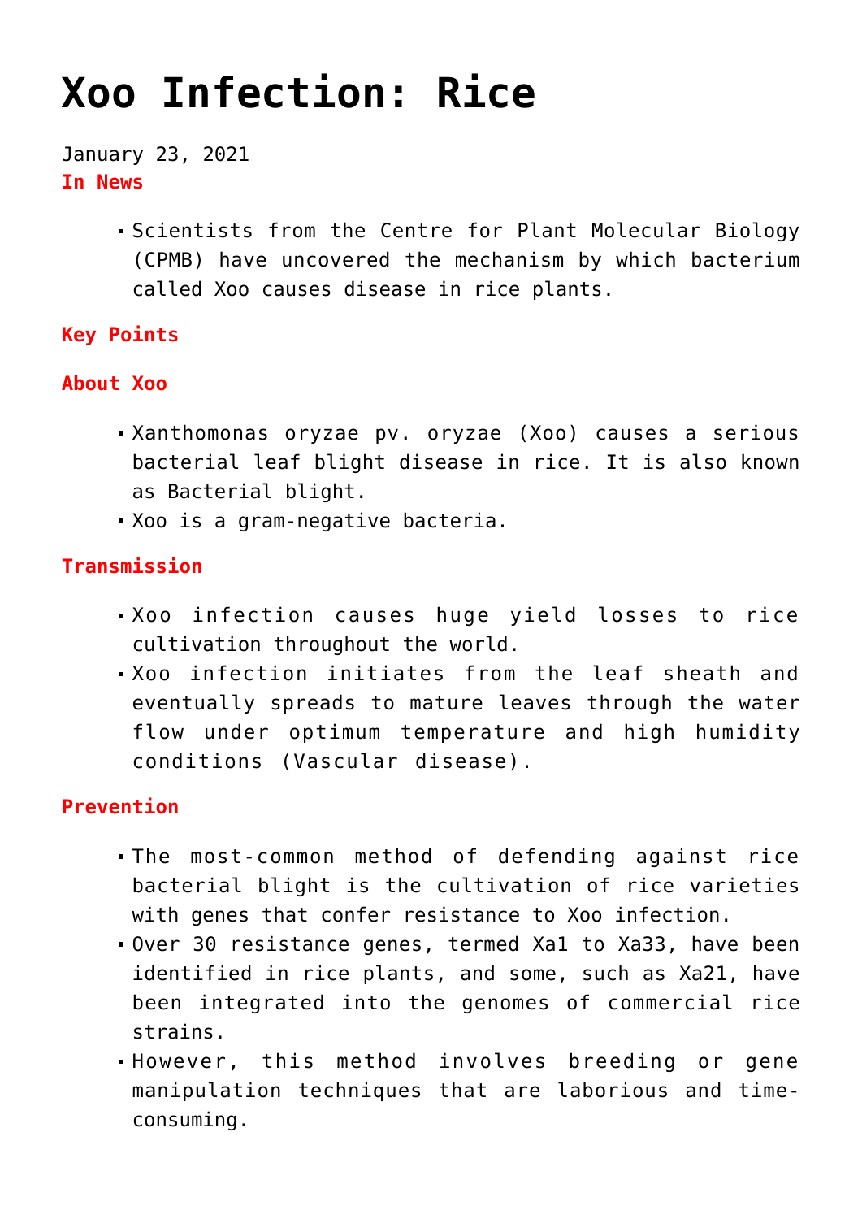# Xoo Infection: Rice

January 23, 2021

**In News**

- Scientists from the Centre for Plant Molecular Biology (CPMB) have uncovered the mechanism by which bacterium called Xoo causes disease in rice plants.

**Key Points**

**About Xoo**

- Xanthomonas oryzae pv. oryzae (Xoo) causes a serious bacterial leaf blight disease in rice. It is also known as Bacterial blight.
- Xoo is a gram-negative bacteria.

**Transmission**

- Xoo infection causes huge yield losses to rice cultivation throughout the world.
- Xoo infection initiates from the leaf sheath and eventually spreads to mature leaves through the water flow under optimum temperature and high humidity conditions (Vascular disease).

**Prevention**

- The most-common method of defending against rice bacterial blight is the cultivation of rice varieties with genes that confer resistance to Xoo infection.
- Over 30 resistance genes, termed Xa1 to Xa33, have been identified in rice plants, and some, such as Xa21, have been integrated into the genomes of commercial rice strains.
- However, this method involves breeding or gene manipulation techniques that are laborious and time-consuming.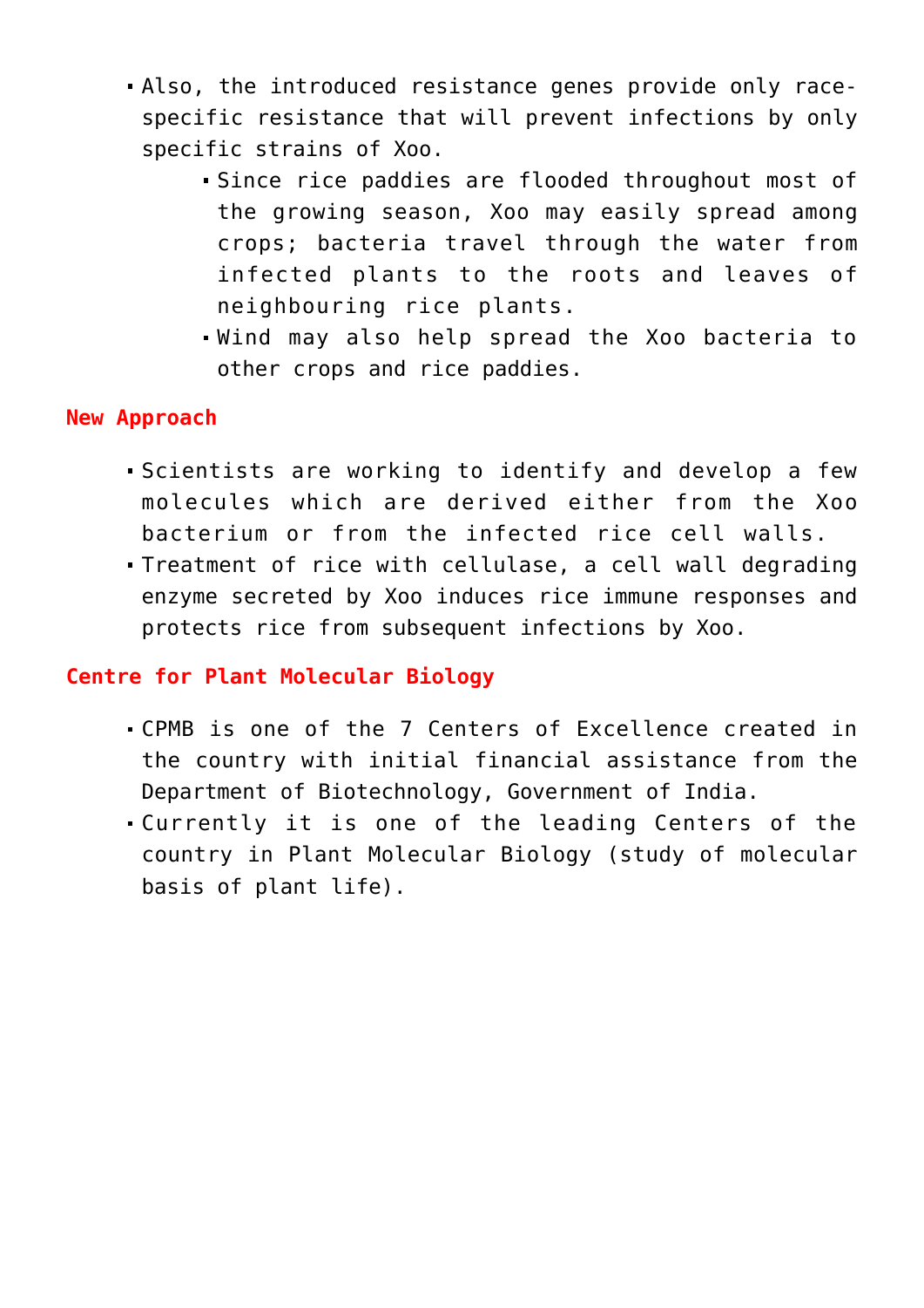- Also, the introduced resistance genes provide only race-specific resistance that will prevent infections by only specific strains of Xoo.
  - Since rice paddies are flooded throughout most of the growing season, Xoo may easily spread among crops; bacteria travel through the water from infected plants to the roots and leaves of neighbouring rice plants.
  - Wind may also help spread the Xoo bacteria to other crops and rice paddies.

## New Approach

- Scientists are working to identify and develop a few molecules which are derived either from the Xoo bacterium or from the infected rice cell walls.
- Treatment of rice with cellulase, a cell wall degrading enzyme secreted by Xoo induces rice immune responses and protects rice from subsequent infections by Xoo.

## Centre for Plant Molecular Biology

- CPMB is one of the 7 Centers of Excellence created in the country with initial financial assistance from the Department of Biotechnology, Government of India.
- Currently it is one of the leading Centers of the country in Plant Molecular Biology (study of molecular basis of plant life).